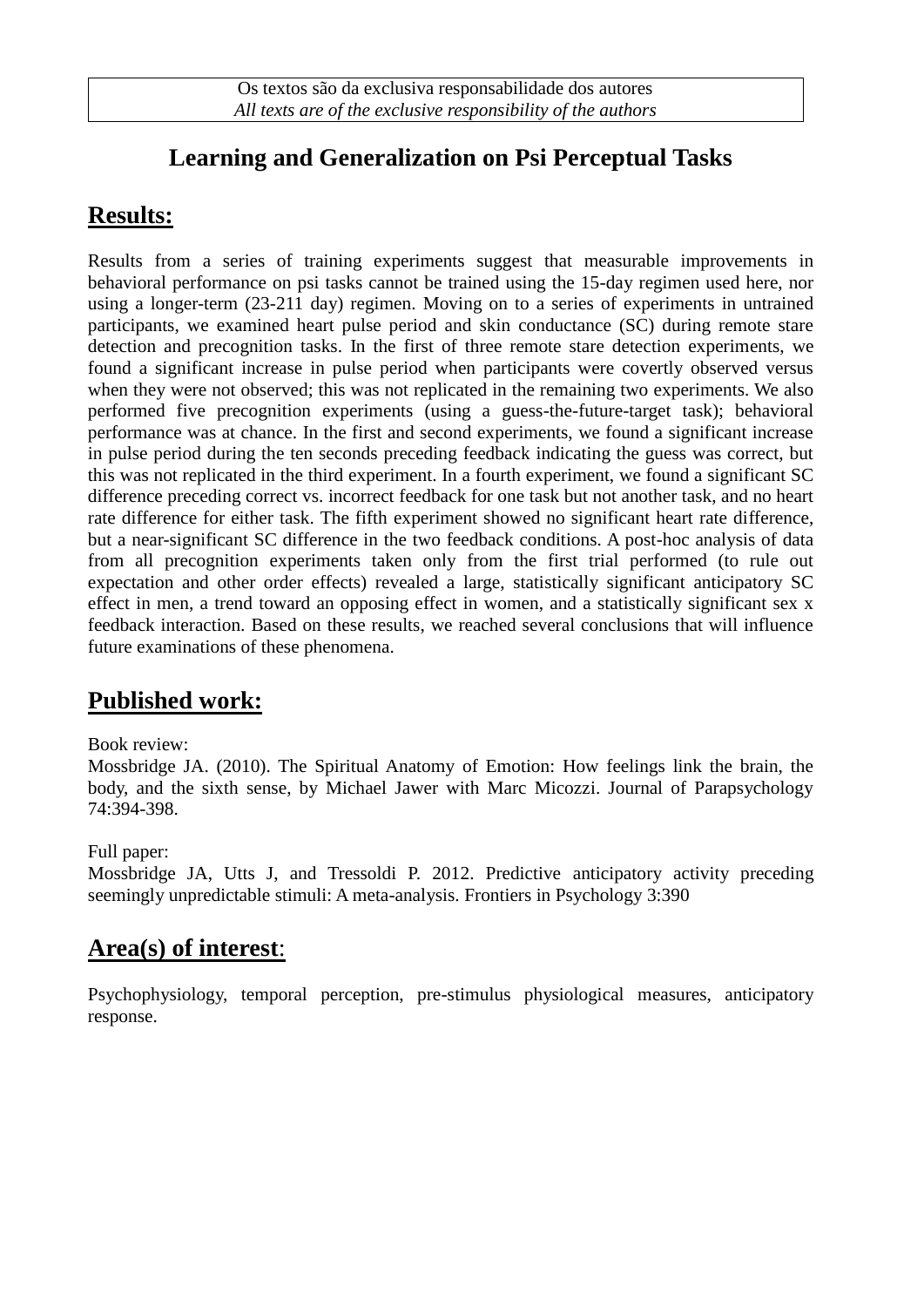Os textos são da exclusiva responsabilidade dos autores
*All texts are of the exclusive responsibility of the authors*

# Learning and Generalization on Psi Perceptual Tasks

## Results:

Results from a series of training experiments suggest that measurable improvements in behavioral performance on psi tasks cannot be trained using the 15-day regimen used here, nor using a longer-term (23-211 day) regimen. Moving on to a series of experiments in untrained participants, we examined heart pulse period and skin conductance (SC) during remote stare detection and precognition tasks. In the first of three remote stare detection experiments, we found a significant increase in pulse period when participants were covertly observed versus when they were not observed; this was not replicated in the remaining two experiments. We also performed five precognition experiments (using a guess-the-future-target task); behavioral performance was at chance. In the first and second experiments, we found a significant increase in pulse period during the ten seconds preceding feedback indicating the guess was correct, but this was not replicated in the third experiment. In a fourth experiment, we found a significant SC difference preceding correct vs. incorrect feedback for one task but not another task, and no heart rate difference for either task. The fifth experiment showed no significant heart rate difference, but a near-significant SC difference in the two feedback conditions. A post-hoc analysis of data from all precognition experiments taken only from the first trial performed (to rule out expectation and other order effects) revealed a large, statistically significant anticipatory SC effect in men, a trend toward an opposing effect in women, and a statistically significant sex x feedback interaction. Based on these results, we reached several conclusions that will influence future examinations of these phenomena.

## Published work:

Book review:
Mossbridge JA. (2010). The Spiritual Anatomy of Emotion: How feelings link the brain, the body, and the sixth sense, by Michael Jawer with Marc Micozzi. Journal of Parapsychology 74:394-398.

Full paper:
Mossbridge JA, Utts J, and Tressoldi P. 2012. Predictive anticipatory activity preceding seemingly unpredictable stimuli: A meta-analysis. Frontiers in Psychology 3:390

## Area(s) of interest:

Psychophysiology, temporal perception, pre-stimulus physiological measures, anticipatory response.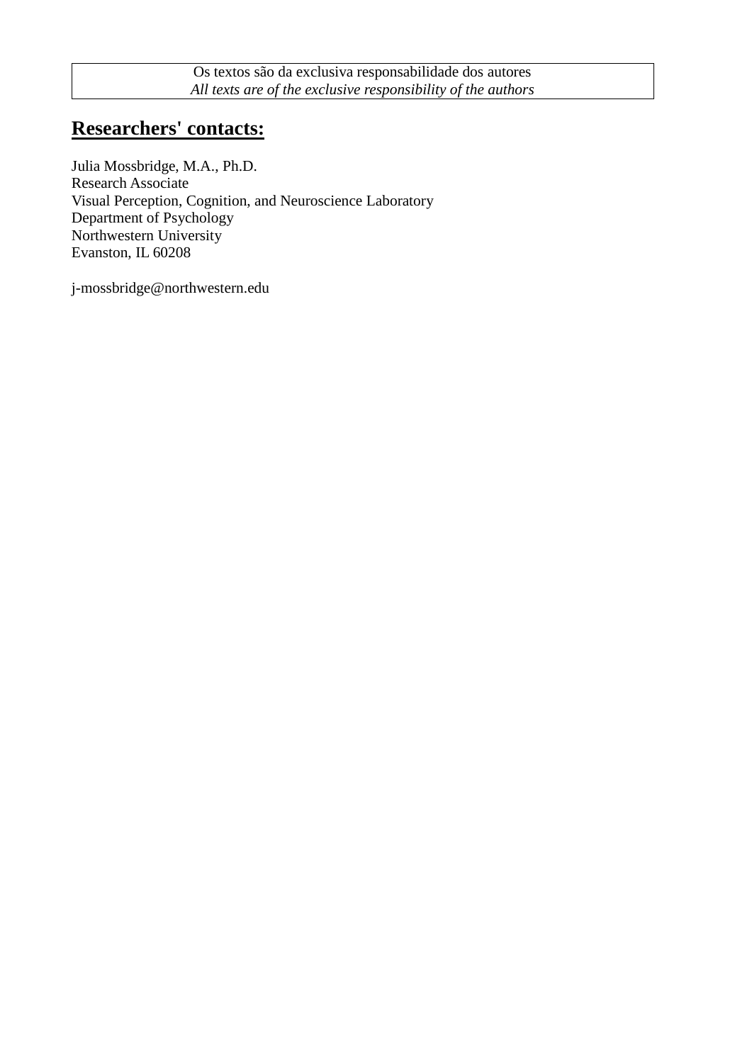Os textos são da exclusiva responsabilidade dos autores
*All texts are of the exclusive responsibility of the authors*

## **Researchers' contacts:**

Julia Mossbridge, M.A., Ph.D.
Research Associate
Visual Perception, Cognition, and Neuroscience Laboratory
Department of Psychology
Northwestern University
Evanston, IL 60208

j-mossbridge@northwestern.edu